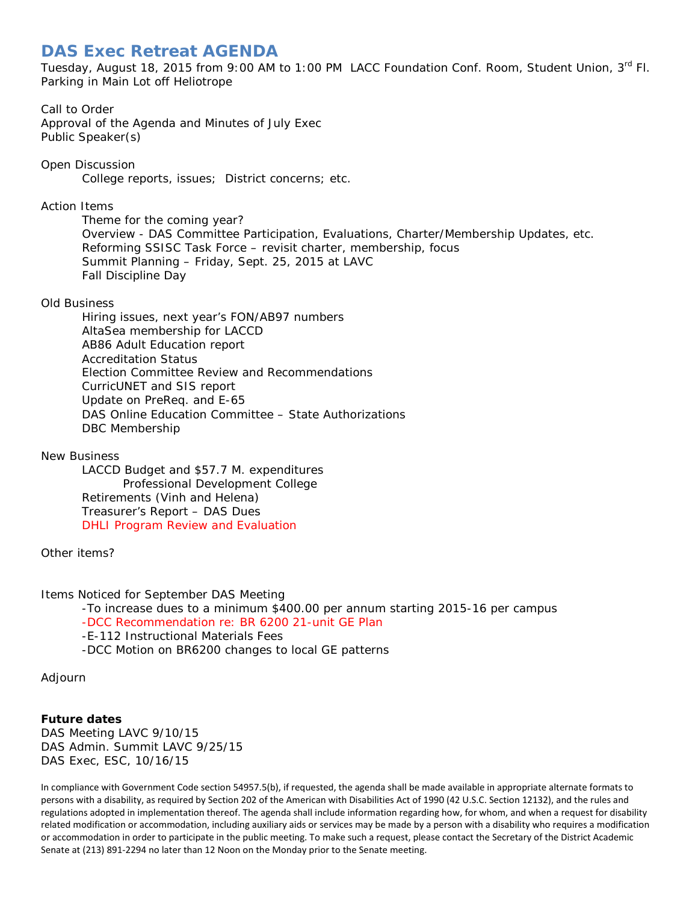# DAS Exec Retreat AGENDA

Tuesday, August 18, 2015 from 9:00 AM to 1:00 PM LACC Foundation Conf. Room, Student Union, 3rd Fl.
Parking in Main Lot off Heliotrope

Call to Order
Approval of the Agenda and Minutes of July Exec
Public Speaker(s)

Open Discussion

- College reports, issues; District concerns; etc.

Action Items

- Theme for the coming year?
- Overview - DAS Committee Participation, Evaluations, Charter/Membership Updates, etc.
- Reforming SSISC Task Force – revisit charter, membership, focus
- Summit Planning – Friday, Sept. 25, 2015 at LAVC
- Fall Discipline Day

Old Business

- Hiring issues, next year's FON/AB97 numbers
- AltaSea membership for LACCD
- AB86 Adult Education report
- Accreditation Status
- Election Committee Review and Recommendations
- CurricUNET and SIS report
- Update on PreReq. and E-65
- DAS Online Education Committee – State Authorizations
- DBC Membership

New Business

- LACCD Budget and $57.7 M. expenditures
  - Professional Development College
- Retirements (Vinh and Helena)
- Treasurer's Report – DAS Dues
- DHLI Program Review and Evaluation

Other items?

Items Noticed for September DAS Meeting

- -To increase dues to a minimum $400.00 per annum starting 2015-16 per campus
- -DCC Recommendation re: BR 6200 21-unit GE Plan
- -E-112 Instructional Materials Fees
- -DCC Motion on BR6200 changes to local GE patterns

Adjourn

**Future dates**
DAS Meeting LAVC 9/10/15
DAS Admin. Summit LAVC 9/25/15
DAS Exec, ESC, 10/16/15

In compliance with Government Code section 54957.5(b), if requested, the agenda shall be made available in appropriate alternate formats to persons with a disability, as required by Section 202 of the American with Disabilities Act of 1990 (42 U.S.C. Section 12132), and the rules and regulations adopted in implementation thereof. The agenda shall include information regarding how, for whom, and when a request for disability related modification or accommodation, including auxiliary aids or services may be made by a person with a disability who requires a modification or accommodation in order to participate in the public meeting. To make such a request, please contact the Secretary of the District Academic Senate at (213) 891-2294 no later than 12 Noon on the Monday prior to the Senate meeting.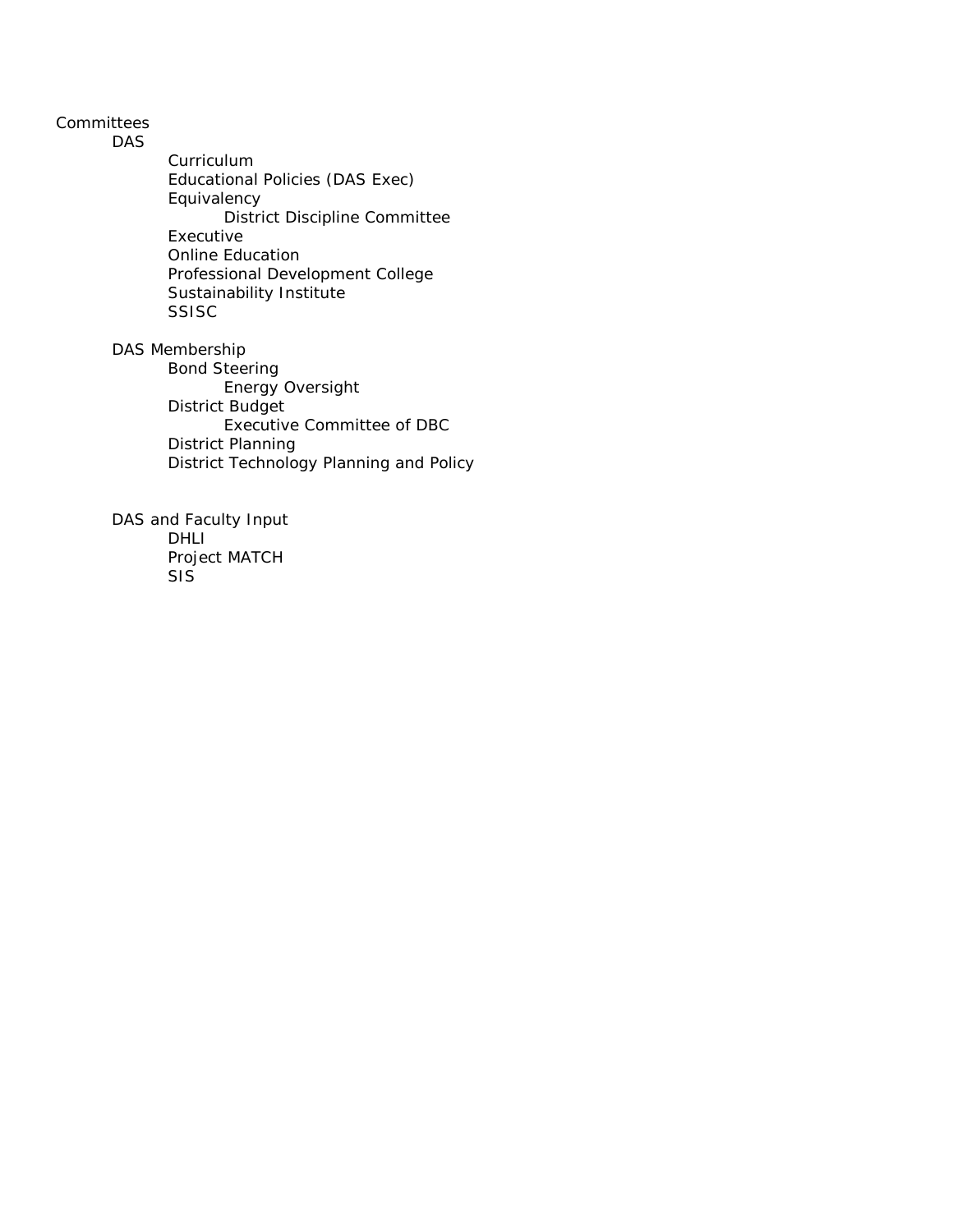Committees

- DAS
  - Curriculum
  - Educational Policies (DAS Exec)
  - Equivalency
    - District Discipline Committee
  - Executive
  - Online Education
  - Professional Development College
  - Sustainability Institute
  - SSISC

- DAS Membership
  - Bond Steering
    - Energy Oversight
  - District Budget
    - Executive Committee of DBC
  - District Planning
  - District Technology Planning and Policy

- DAS and Faculty Input
  - DHLI
  - Project MATCH
  - SIS